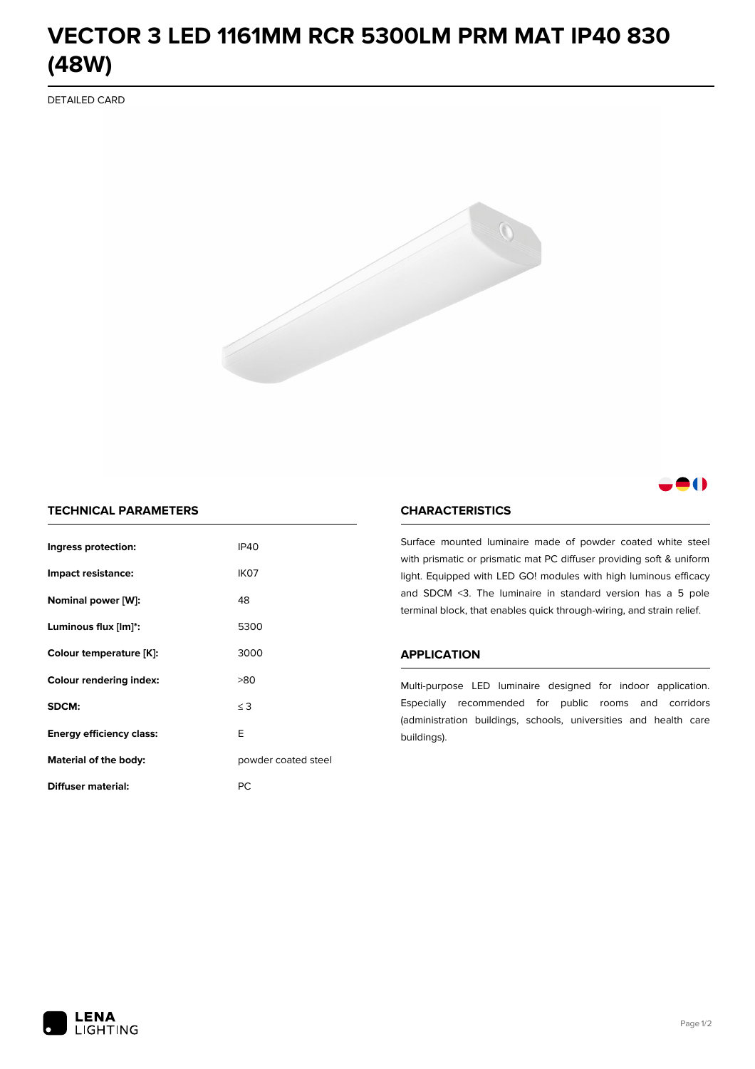# VECTOR 3 LED 1161MM RCR 5300LM PRM MAT IP40 830 (48W)

DETAILED CARD

## TECHNICAL PARAMETERS

| | |
|---|---|
| **Ingress protection:** | IP40 |
| **Impact resistance:** | IK07 |
| **Nominal power [W]:** | 48 |
| **Luminous flux [lm]*:** | 5300 |
| **Colour temperature [K]:** | 3000 |
| **Colour rendering index:** | >80 |
| **SDCM:** | ≤ 3 |
| **Energy efficiency class:** | E |
| **Material of the body:** | powder coated steel |
| **Diffuser material:** | PC |

## CHARACTERISTICS

Surface mounted luminaire made of powder coated white steel with prismatic or prismatic mat PC diffuser providing soft & uniform light. Equipped with LED GO! modules with high luminous efficacy and SDCM <3. The luminaire in standard version has a 5 pole terminal block, that enables quick through-wiring, and strain relief.

## APPLICATION

Multi-purpose LED luminaire designed for indoor application. Especially recommended for public rooms and corridors (administration buildings, schools, universities and health care buildings).

LENA LIGHTING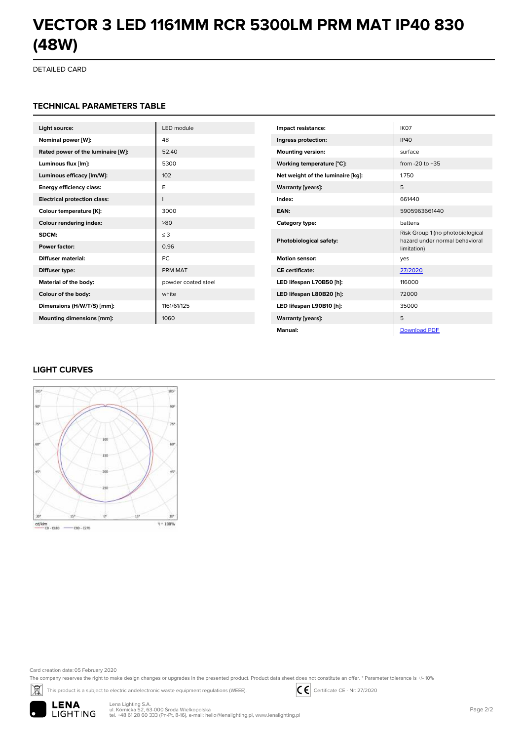# VECTOR 3 LED 1161MM RCR 5300LM PRM MAT IP40 830 (48W)

DETAILED CARD

## TECHNICAL PARAMETERS TABLE

| | |
|---|---|
| **Light source:** | LED module |
| **Nominal power [W]:** | 48 |
| **Rated power of the luminaire [W]:** | 52.40 |
| **Luminous flux [lm]:** | 5300 |
| **Luminous efficacy [lm/W]:** | 102 |
| **Energy efficiency class:** | E |
| **Electrical protection class:** | I |
| **Colour temperature [K]:** | 3000 |
| **Colour rendering index:** | >80 |
| **SDCM:** | ≤ 3 |
| **Power factor:** | 0.96 |
| **Diffuser material:** | PC |
| **Diffuser type:** | PRM MAT |
| **Material of the body:** | powder coated steel |
| **Colour of the body:** | white |
| **Dimensions (H/W/T/S) [mm]:** | 1161/61/125 |
| **Mounting dimensions [mm]:** | 1060 |

| | |
|---|---|
| **Impact resistance:** | IK07 |
| **Ingress protection:** | IP40 |
| **Mounting version:** | surface |
| **Working temperature [°C]:** | from -20 to +35 |
| **Net weight of the luminaire [kg]:** | 1.750 |
| **Warranty [years]:** | 5 |
| **Index:** | 661440 |
| **EAN:** | 5905963661440 |
| **Category type:** | battens |
| **Photobiological safety:** | Risk Group 1 (no photobiological hazard under normal behavioral limitation) |
| **Motion sensor:** | yes |
| **CE certificate:** | 27/2020 |
| **LED lifespan L70B50 [h]:** | 116000 |
| **LED lifespan L80B20 [h]:** | 72000 |
| **LED lifespan L90B10 [h]:** | 35000 |
| **Warranty [years]:** | 5 |
| **Manual:** | Download PDF |

## LIGHT CURVES

105° 105°
90° 90°
75° 75°
60° 60°
45° 45°
30° 15° 0° 15° 30°
100
150
200
250
cd/klm
C0 - C180 C90 - C270
η = 100%

Card creation date: 05 February 2020

The company reserves the right to make design changes or upgrades in the presented product. Product data sheet does not constitute an offer. * Parameter tolerance is +/- 10%

This product is a subject to electric andelectronic waste equipment regulations (WEEE).

Certificate CE - Nr: 27/2020

LENA LIGHTING

Lena Lighting S.A.
ul. Kórnicka 52, 63-000 Środa Wielkopolska
tel. +48 61 28 60 333 (Pn-Pt, 8-16), e-mail: hello@lenalighting.pl, www.lenalighting.pl